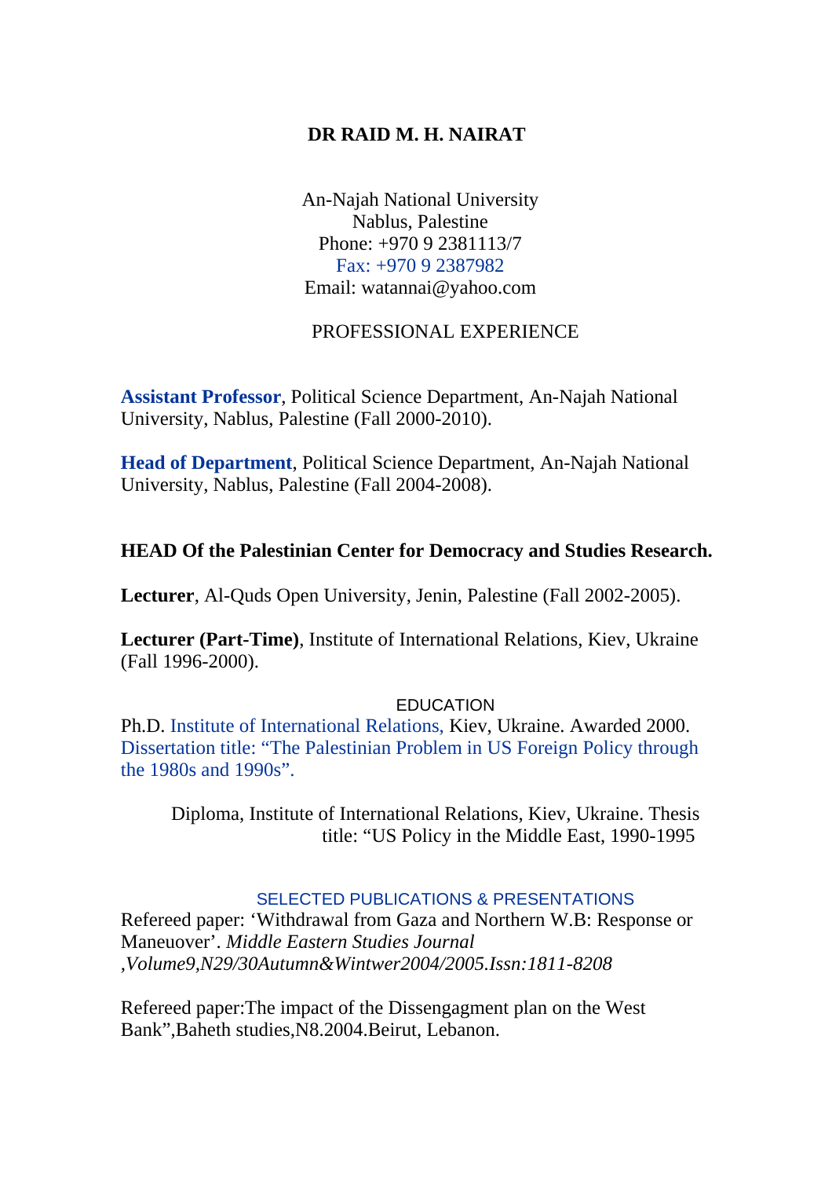# DR RAID M. H. NAIRAT

An-Najah National University
Nablus, Palestine
Phone: +970 9 2381113/7
Fax: +970 9 2387982
Email: watannai@yahoo.com

## PROFESSIONAL EXPERIENCE

**Assistant Professor**, Political Science Department, An-Najah National University, Nablus, Palestine (Fall 2000-2010).

**Head of Department**, Political Science Department, An-Najah National University, Nablus, Palestine (Fall 2004-2008).

**HEAD Of the Palestinian Center for Democracy and Studies Research.**

**Lecturer**, Al-Quds Open University, Jenin, Palestine (Fall 2002-2005).

**Lecturer (Part-Time)**, Institute of International Relations, Kiev, Ukraine (Fall 1996-2000).

## EDUCATION

Ph.D. Institute of International Relations, Kiev, Ukraine. Awarded 2000. Dissertation title: "The Palestinian Problem in US Foreign Policy through the 1980s and 1990s".

Diploma, Institute of International Relations, Kiev, Ukraine. Thesis title: "US Policy in the Middle East, 1990-1995

## SELECTED PUBLICATIONS & PRESENTATIONS

Refereed paper: 'Withdrawal from Gaza and Northern W.B: Response or Maneuover'. *Middle Eastern Studies Journal ,Volume9,N29/30Autumn&Wintwer2004/2005.Issn:1811-8208*

Refereed paper:The impact of the Dissengagment plan on the West Bank",Baheth studies,N8.2004.Beirut, Lebanon.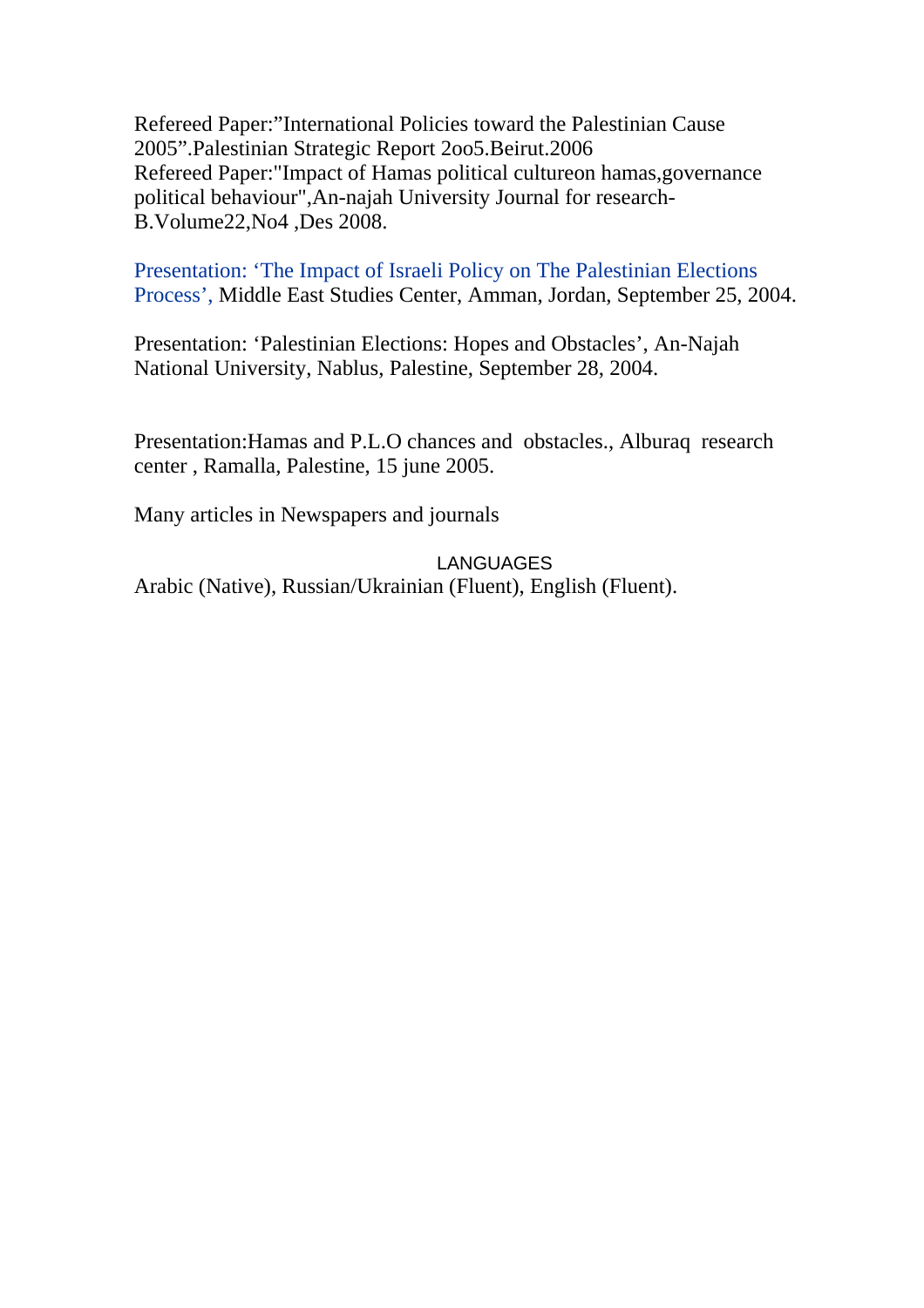Refereed Paper:"International Policies toward the Palestinian Cause 2005".Palestinian Strategic Report 2oo5.Beirut.2006
Refereed Paper:"Impact of Hamas political cultureon hamas,governance political behaviour",An-najah University Journal for research-B.Volume22,No4 ,Des 2008.

Presentation: 'The Impact of Israeli Policy on The Palestinian Elections Process', Middle East Studies Center, Amman, Jordan, September 25, 2004.

Presentation: 'Palestinian Elections: Hopes and Obstacles', An-Najah National University, Nablus, Palestine, September 28, 2004.

Presentation:Hamas and P.L.O chances and obstacles., Alburaq research center , Ramalla, Palestine, 15 june 2005.

Many articles in Newspapers and journals

## LANGUAGES

Arabic (Native), Russian/Ukrainian (Fluent), English (Fluent).